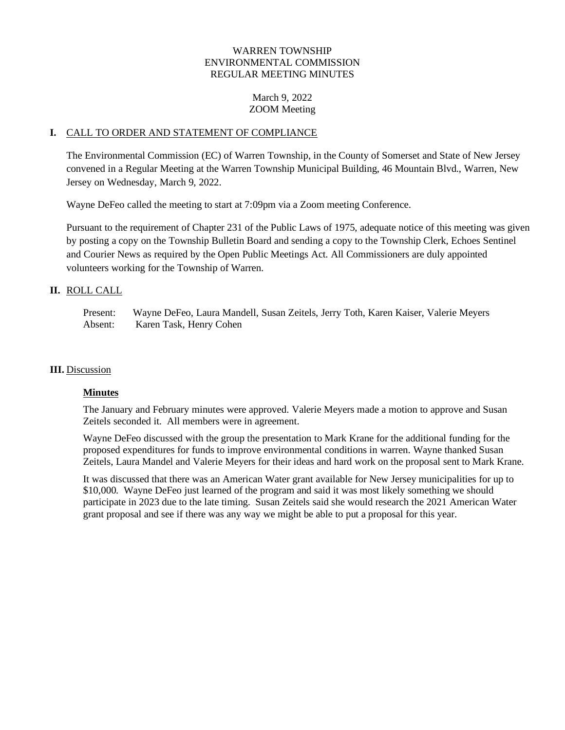WARREN TOWNSHIP
ENVIRONMENTAL COMMISSION
REGULAR MEETING MINUTES

March 9, 2022
ZOOM Meeting

## I. CALL TO ORDER AND STATEMENT OF COMPLIANCE

The Environmental Commission (EC) of Warren Township, in the County of Somerset and State of New Jersey convened in a Regular Meeting at the Warren Township Municipal Building, 46 Mountain Blvd., Warren, New Jersey on Wednesday, March 9, 2022.

Wayne DeFeo called the meeting to start at 7:09pm via a Zoom meeting Conference.

Pursuant to the requirement of Chapter 231 of the Public Laws of 1975, adequate notice of this meeting was given by posting a copy on the Township Bulletin Board and sending a copy to the Township Clerk, Echoes Sentinel and Courier News as required by the Open Public Meetings Act. All Commissioners are duly appointed volunteers working for the Township of Warren.

## II. ROLL CALL

Present: Wayne DeFeo, Laura Mandell, Susan Zeitels, Jerry Toth, Karen Kaiser, Valerie Meyers
Absent: Karen Task, Henry Cohen

## III. Discussion

### Minutes

The January and February minutes were approved. Valerie Meyers made a motion to approve and Susan Zeitels seconded it. All members were in agreement.

Wayne DeFeo discussed with the group the presentation to Mark Krane for the additional funding for the proposed expenditures for funds to improve environmental conditions in warren. Wayne thanked Susan Zeitels, Laura Mandel and Valerie Meyers for their ideas and hard work on the proposal sent to Mark Krane.

It was discussed that there was an American Water grant available for New Jersey municipalities for up to $10,000. Wayne DeFeo just learned of the program and said it was most likely something we should participate in 2023 due to the late timing. Susan Zeitels said she would research the 2021 American Water grant proposal and see if there was any way we might be able to put a proposal for this year.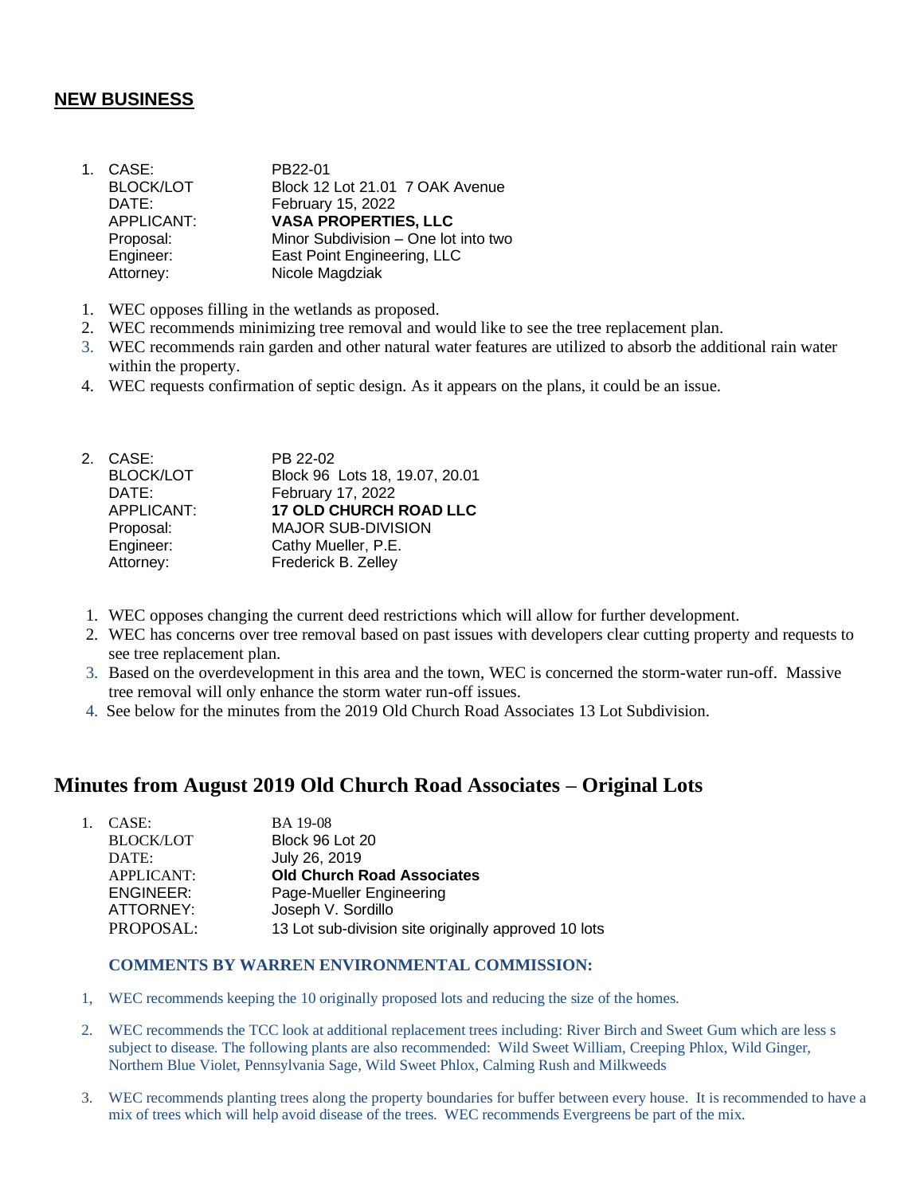## NEW BUSINESS

1. CASE: PB22-01  
   BLOCK/LOT: Block 12 Lot 21.01 7 OAK Avenue  
   DATE: February 15, 2022  
   APPLICANT: **VASA PROPERTIES, LLC**  
   Proposal: Minor Subdivision – One lot into two  
   Engineer: East Point Engineering, LLC  
   Attorney: Nicole Magdziak

1. WEC opposes filling in the wetlands as proposed.
2. WEC recommends minimizing tree removal and would like to see the tree replacement plan.
3. WEC recommends rain garden and other natural water features are utilized to absorb the additional rain water within the property.
4. WEC requests confirmation of septic design. As it appears on the plans, it could be an issue.

2. CASE: PB 22-02  
   BLOCK/LOT: Block 96 Lots 18, 19.07, 20.01  
   DATE: February 17, 2022  
   APPLICANT: **17 OLD CHURCH ROAD LLC**  
   Proposal: MAJOR SUB-DIVISION  
   Engineer: Cathy Mueller, P.E.  
   Attorney: Frederick B. Zelley

1. WEC opposes changing the current deed restrictions which will allow for further development.
2. WEC has concerns over tree removal based on past issues with developers clear cutting property and requests to see tree replacement plan.
3. Based on the overdevelopment in this area and the town, WEC is concerned the storm-water run-off. Massive tree removal will only enhance the storm water run-off issues.
4. See below for the minutes from the 2019 Old Church Road Associates 13 Lot Subdivision.

## Minutes from August 2019 Old Church Road Associates – Original Lots

1. CASE: BA 19-08  
   BLOCK/LOT: Block 96 Lot 20  
   DATE: July 26, 2019  
   APPLICANT: **Old Church Road Associates**  
   ENGINEER: Page-Mueller Engineering  
   ATTORNEY: Joseph V. Sordillo  
   PROPOSAL: 13 Lot sub-division site originally approved 10 lots

**COMMENTS BY WARREN ENVIRONMENTAL COMMISSION:**

1, WEC recommends keeping the 10 originally proposed lots and reducing the size of the homes.

2. WEC recommends the TCC look at additional replacement trees including: River Birch and Sweet Gum which are less s subject to disease. The following plants are also recommended: Wild Sweet William, Creeping Phlox, Wild Ginger, Northern Blue Violet, Pennsylvania Sage, Wild Sweet Phlox, Calming Rush and Milkweeds

3. WEC recommends planting trees along the property boundaries for buffer between every house. It is recommended to have a mix of trees which will help avoid disease of the trees. WEC recommends Evergreens be part of the mix.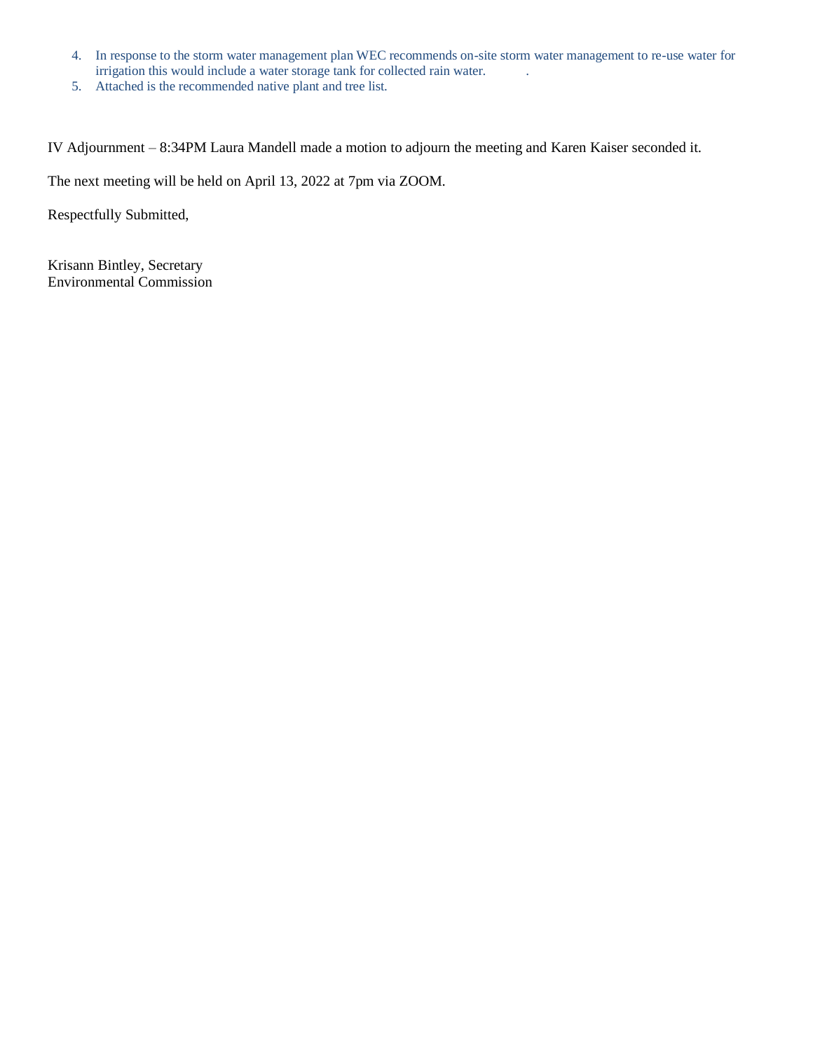4. In response to the storm water management plan WEC recommends on-site storm water management to re-use water for irrigation this would include a water storage tank for collected rain water.
5. Attached is the recommended native plant and tree list.

IV Adjournment – 8:34PM Laura Mandell made a motion to adjourn the meeting and Karen Kaiser seconded it.

The next meeting will be held on April 13, 2022 at 7pm via ZOOM.

Respectfully Submitted,

Krisann Bintley, Secretary
Environmental Commission